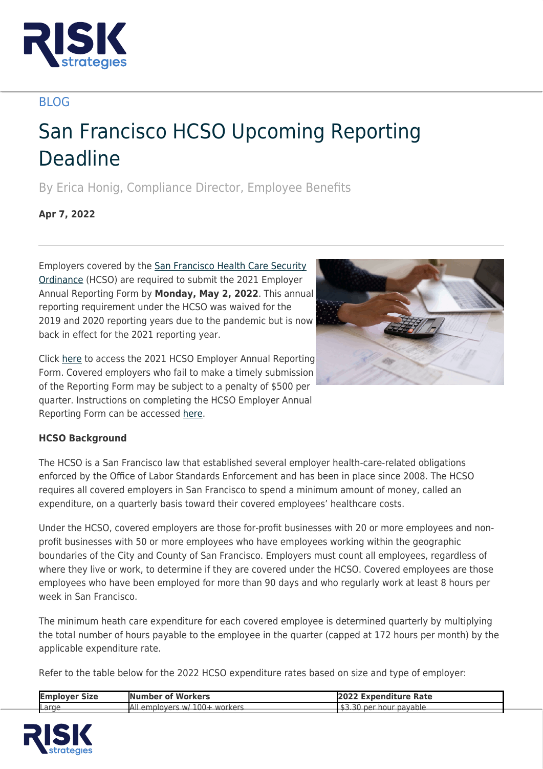BLOG

# San Francisco HCSO Upcoming Reporting Deadline

By Erica Honig, Compliance Director, Employee Benefits

**Apr 7, 2022**

Employers covered by the San Francisco Health Care Security Ordinance (HCSO) are required to submit the 2021 Employer Annual Reporting Form by **Monday, May 2, 2022**. This annual reporting requirement under the HCSO was waived for the 2019 and 2020 reporting years due to the pandemic but is now back in effect for the 2021 reporting year.

Click here to access the 2021 HCSO Employer Annual Reporting Form. Covered employers who fail to make a timely submission of the Reporting Form may be subject to a penalty of $500 per quarter. Instructions on completing the HCSO Employer Annual Reporting Form can be accessed here.

**HCSO Background**

The HCSO is a San Francisco law that established several employer health-care-related obligations enforced by the Office of Labor Standards Enforcement and has been in place since 2008. The HCSO requires all covered employers in San Francisco to spend a minimum amount of money, called an expenditure, on a quarterly basis toward their covered employees' healthcare costs.

Under the HCSO, covered employers are those for-profit businesses with 20 or more employees and non-profit businesses with 50 or more employees who have employees working within the geographic boundaries of the City and County of San Francisco. Employers must count all employees, regardless of where they live or work, to determine if they are covered under the HCSO. Covered employees are those employees who have been employed for more than 90 days and who regularly work at least 8 hours per week in San Francisco.

The minimum heath care expenditure for each covered employee is determined quarterly by multiplying the total number of hours payable to the employee in the quarter (capped at 172 hours per month) by the applicable expenditure rate.

Refer to the table below for the 2022 HCSO expenditure rates based on size and type of employer:

| Employer Size | Number of Workers | 2022 Expenditure Rate |
|---|---|---|
| Large | All employers w/ 100+ workers | $3.30 per hour payable |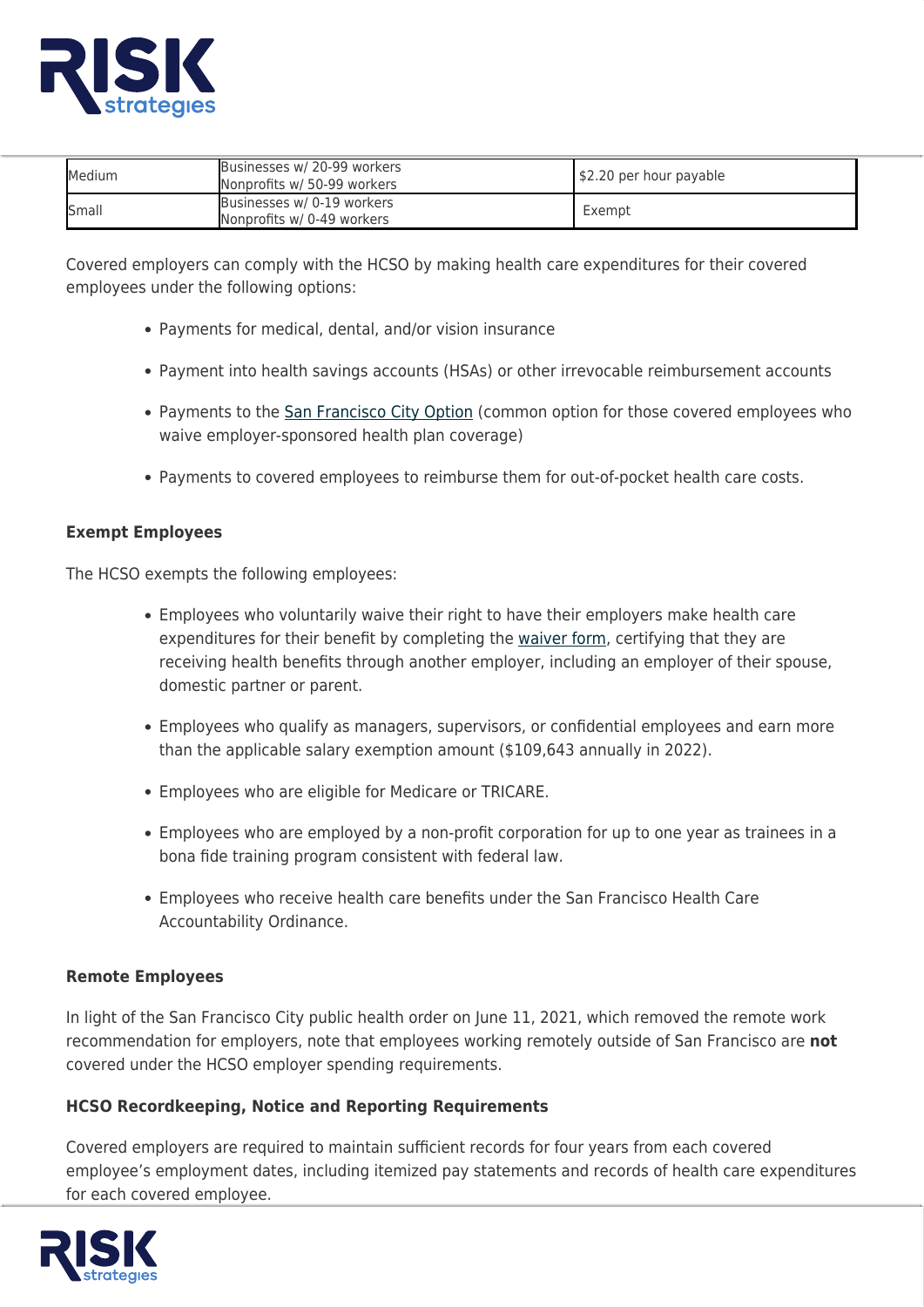| | | |
|---|---|---|
| Medium | Businesses w/ 20-99 workers<br>Nonprofits w/ 50-99 workers | $2.20 per hour payable |
| Small | Businesses w/ 0-19 workers<br>Nonprofits w/ 0-49 workers | Exempt |

Covered employers can comply with the HCSO by making health care expenditures for their covered employees under the following options:

- Payments for medical, dental, and/or vision insurance
- Payment into health savings accounts (HSAs) or other irrevocable reimbursement accounts
- Payments to the San Francisco City Option (common option for those covered employees who waive employer-sponsored health plan coverage)
- Payments to covered employees to reimburse them for out-of-pocket health care costs.

**Exempt Employees**

The HCSO exempts the following employees:

- Employees who voluntarily waive their right to have their employers make health care expenditures for their benefit by completing the waiver form, certifying that they are receiving health benefits through another employer, including an employer of their spouse, domestic partner or parent.
- Employees who qualify as managers, supervisors, or confidential employees and earn more than the applicable salary exemption amount ($109,643 annually in 2022).
- Employees who are eligible for Medicare or TRICARE.
- Employees who are employed by a non-profit corporation for up to one year as trainees in a bona fide training program consistent with federal law.
- Employees who receive health care benefits under the San Francisco Health Care Accountability Ordinance.

**Remote Employees**

In light of the San Francisco City public health order on June 11, 2021, which removed the remote work recommendation for employers, note that employees working remotely outside of San Francisco are **not** covered under the HCSO employer spending requirements.

**HCSO Recordkeeping, Notice and Reporting Requirements**

Covered employers are required to maintain sufficient records for four years from each covered employee's employment dates, including itemized pay statements and records of health care expenditures for each covered employee.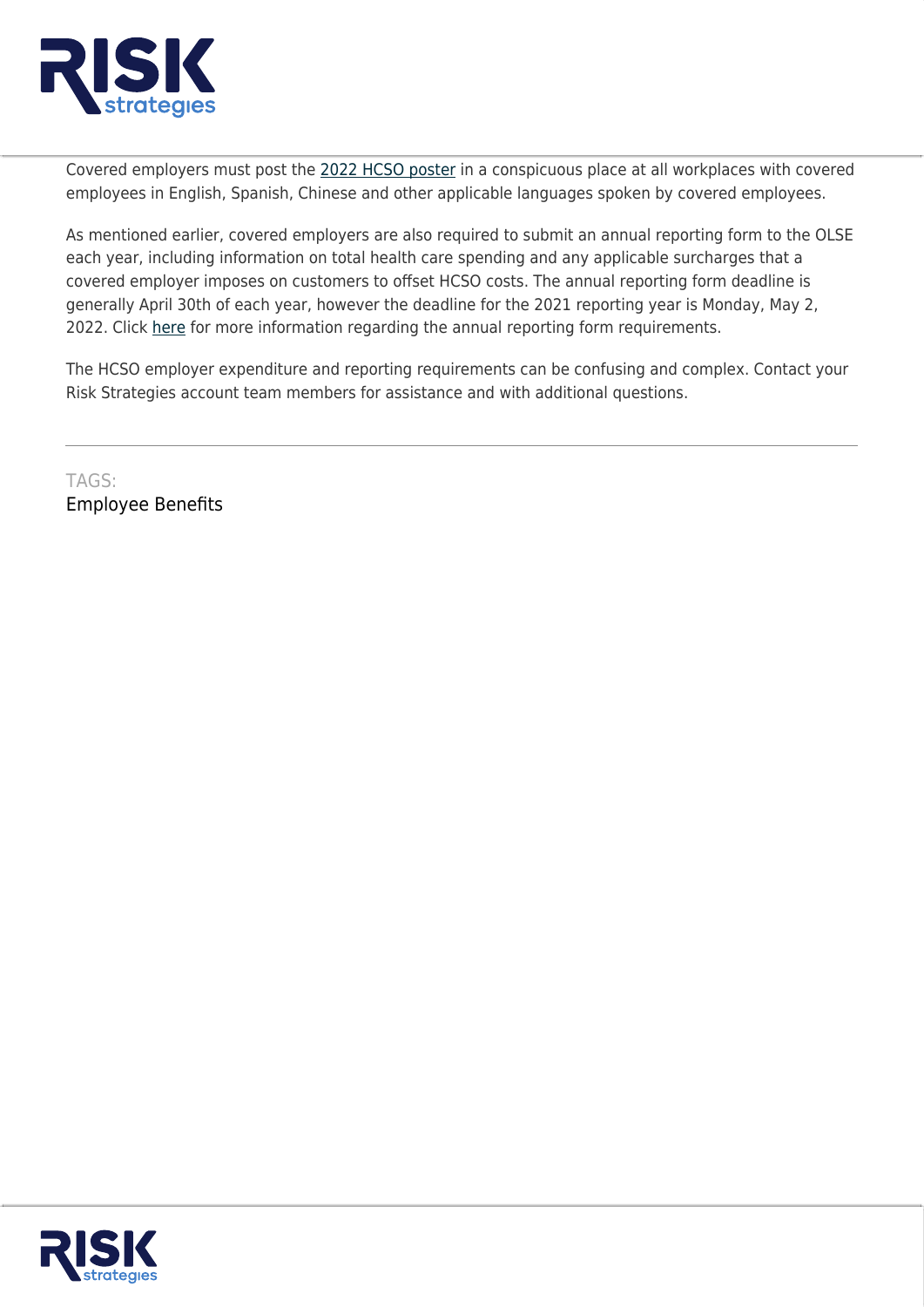Covered employers must post the 2022 HCSO poster in a conspicuous place at all workplaces with covered employees in English, Spanish, Chinese and other applicable languages spoken by covered employees.

As mentioned earlier, covered employers are also required to submit an annual reporting form to the OLSE each year, including information on total health care spending and any applicable surcharges that a covered employer imposes on customers to offset HCSO costs. The annual reporting form deadline is generally April 30th of each year, however the deadline for the 2021 reporting year is Monday, May 2, 2022. Click here for more information regarding the annual reporting form requirements.

The HCSO employer expenditure and reporting requirements can be confusing and complex. Contact your Risk Strategies account team members for assistance and with additional questions.

---

TAGS:
Employee Benefits